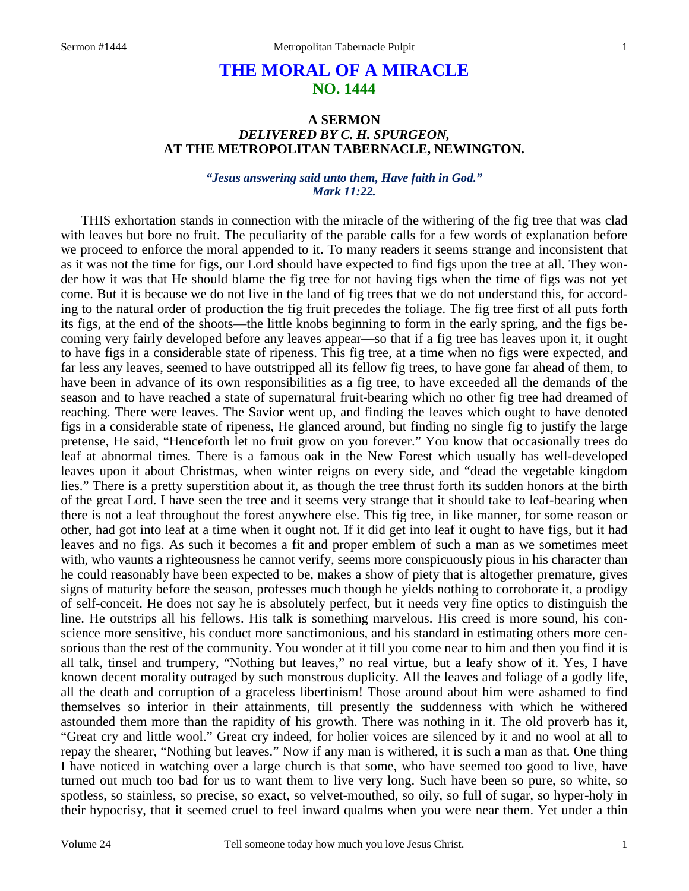# THE MORAL OF A MIRACLE
## NO. 1444

### A SERMON
### *DELIVERED BY C. H. SPURGEON,*
### AT THE METROPOLITAN TABERNACLE, NEWINGTON.

***"Jesus answering said unto them, Have faith in God." Mark 11:22.***

THIS exhortation stands in connection with the miracle of the withering of the fig tree that was clad with leaves but bore no fruit. The peculiarity of the parable calls for a few words of explanation before we proceed to enforce the moral appended to it. To many readers it seems strange and inconsistent that as it was not the time for figs, our Lord should have expected to find figs upon the tree at all. They wonder how it was that He should blame the fig tree for not having figs when the time of figs was not yet come. But it is because we do not live in the land of fig trees that we do not understand this, for according to the natural order of production the fig fruit precedes the foliage. The fig tree first of all puts forth its figs, at the end of the shoots—the little knobs beginning to form in the early spring, and the figs becoming very fairly developed before any leaves appear—so that if a fig tree has leaves upon it, it ought to have figs in a considerable state of ripeness. This fig tree, at a time when no figs were expected, and far less any leaves, seemed to have outstripped all its fellow fig trees, to have gone far ahead of them, to have been in advance of its own responsibilities as a fig tree, to have exceeded all the demands of the season and to have reached a state of supernatural fruit-bearing which no other fig tree had dreamed of reaching. There were leaves. The Savior went up, and finding the leaves which ought to have denoted figs in a considerable state of ripeness, He glanced around, but finding no single fig to justify the large pretense, He said, "Henceforth let no fruit grow on you forever." You know that occasionally trees do leaf at abnormal times. There is a famous oak in the New Forest which usually has well-developed leaves upon it about Christmas, when winter reigns on every side, and "dead the vegetable kingdom lies." There is a pretty superstition about it, as though the tree thrust forth its sudden honors at the birth of the great Lord. I have seen the tree and it seems very strange that it should take to leaf-bearing when there is not a leaf throughout the forest anywhere else. This fig tree, in like manner, for some reason or other, had got into leaf at a time when it ought not. If it did get into leaf it ought to have figs, but it had leaves and no figs. As such it becomes a fit and proper emblem of such a man as we sometimes meet with, who vaunts a righteousness he cannot verify, seems more conspicuously pious in his character than he could reasonably have been expected to be, makes a show of piety that is altogether premature, gives signs of maturity before the season, professes much though he yields nothing to corroborate it, a prodigy of self-conceit. He does not say he is absolutely perfect, but it needs very fine optics to distinguish the line. He outstrips all his fellows. His talk is something marvelous. His creed is more sound, his conscience more sensitive, his conduct more sanctimonious, and his standard in estimating others more censorious than the rest of the community. You wonder at it till you come near to him and then you find it is all talk, tinsel and trumpery, "Nothing but leaves," no real virtue, but a leafy show of it. Yes, I have known decent morality outraged by such monstrous duplicity. All the leaves and foliage of a godly life, all the death and corruption of a graceless libertinism! Those around about him were ashamed to find themselves so inferior in their attainments, till presently the suddenness with which he withered astounded them more than the rapidity of his growth. There was nothing in it. The old proverb has it, "Great cry and little wool." Great cry indeed, for holier voices are silenced by it and no wool at all to repay the shearer, "Nothing but leaves." Now if any man is withered, it is such a man as that. One thing I have noticed in watching over a large church is that some, who have seemed too good to live, have turned out much too bad for us to want them to live very long. Such have been so pure, so white, so spotless, so stainless, so precise, so exact, so velvet-mouthed, so oily, so full of sugar, so hyper-holy in their hypocrisy, that it seemed cruel to feel inward qualms when you were near them. Yet under a thin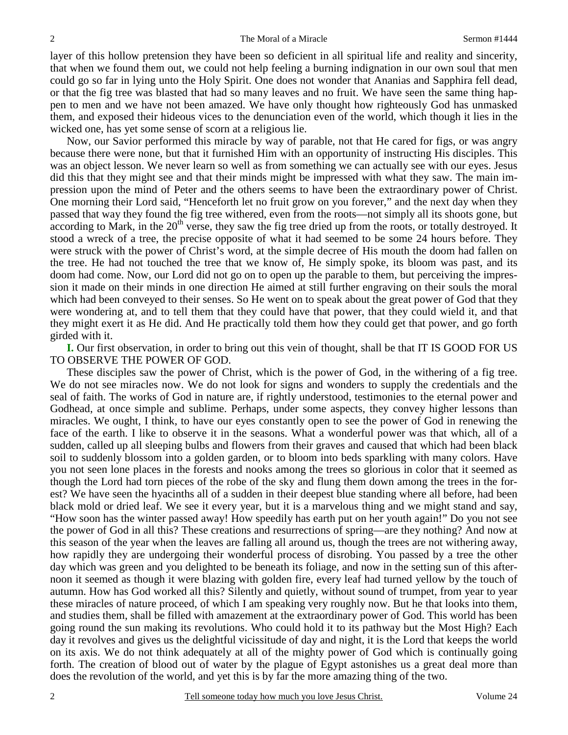layer of this hollow pretension they have been so deficient in all spiritual life and reality and sincerity, that when we found them out, we could not help feeling a burning indignation in our own soul that men could go so far in lying unto the Holy Spirit. One does not wonder that Ananias and Sapphira fell dead, or that the fig tree was blasted that had so many leaves and no fruit. We have seen the same thing happen to men and we have not been amazed. We have only thought how righteously God has unmasked them, and exposed their hideous vices to the denunciation even of the world, which though it lies in the wicked one, has yet some sense of scorn at a religious lie.

Now, our Savior performed this miracle by way of parable, not that He cared for figs, or was angry because there were none, but that it furnished Him with an opportunity of instructing His disciples. This was an object lesson. We never learn so well as from something we can actually see with our eyes. Jesus did this that they might see and that their minds might be impressed with what they saw. The main impression upon the mind of Peter and the others seems to have been the extraordinary power of Christ. One morning their Lord said, "Henceforth let no fruit grow on you forever," and the next day when they passed that way they found the fig tree withered, even from the roots—not simply all its shoots gone, but according to Mark, in the 20th verse, they saw the fig tree dried up from the roots, or totally destroyed. It stood a wreck of a tree, the precise opposite of what it had seemed to be some 24 hours before. They were struck with the power of Christ's word, at the simple decree of His mouth the doom had fallen on the tree. He had not touched the tree that we know of, He simply spoke, its bloom was past, and its doom had come. Now, our Lord did not go on to open up the parable to them, but perceiving the impression it made on their minds in one direction He aimed at still further engraving on their souls the moral which had been conveyed to their senses. So He went on to speak about the great power of God that they were wondering at, and to tell them that they could have that power, that they could wield it, and that they might exert it as He did. And He practically told them how they could get that power, and go forth girded with it.

**I.** Our first observation, in order to bring out this vein of thought, shall be that IT IS GOOD FOR US TO OBSERVE THE POWER OF GOD.

These disciples saw the power of Christ, which is the power of God, in the withering of a fig tree. We do not see miracles now. We do not look for signs and wonders to supply the credentials and the seal of faith. The works of God in nature are, if rightly understood, testimonies to the eternal power and Godhead, at once simple and sublime. Perhaps, under some aspects, they convey higher lessons than miracles. We ought, I think, to have our eyes constantly open to see the power of God in renewing the face of the earth. I like to observe it in the seasons. What a wonderful power was that which, all of a sudden, called up all sleeping bulbs and flowers from their graves and caused that which had been black soil to suddenly blossom into a golden garden, or to bloom into beds sparkling with many colors. Have you not seen lone places in the forests and nooks among the trees so glorious in color that it seemed as though the Lord had torn pieces of the robe of the sky and flung them down among the trees in the forest? We have seen the hyacinths all of a sudden in their deepest blue standing where all before, had been black mold or dried leaf. We see it every year, but it is a marvelous thing and we might stand and say, "How soon has the winter passed away! How speedily has earth put on her youth again!" Do you not see the power of God in all this? These creations and resurrections of spring—are they nothing? And now at this season of the year when the leaves are falling all around us, though the trees are not withering away, how rapidly they are undergoing their wonderful process of disrobing. You passed by a tree the other day which was green and you delighted to be beneath its foliage, and now in the setting sun of this afternoon it seemed as though it were blazing with golden fire, every leaf had turned yellow by the touch of autumn. How has God worked all this? Silently and quietly, without sound of trumpet, from year to year these miracles of nature proceed, of which I am speaking very roughly now. But he that looks into them, and studies them, shall be filled with amazement at the extraordinary power of God. This world has been going round the sun making its revolutions. Who could hold it to its pathway but the Most High? Each day it revolves and gives us the delightful vicissitude of day and night, it is the Lord that keeps the world on its axis. We do not think adequately at all of the mighty power of God which is continually going forth. The creation of blood out of water by the plague of Egypt astonishes us a great deal more than does the revolution of the world, and yet this is by far the more amazing thing of the two.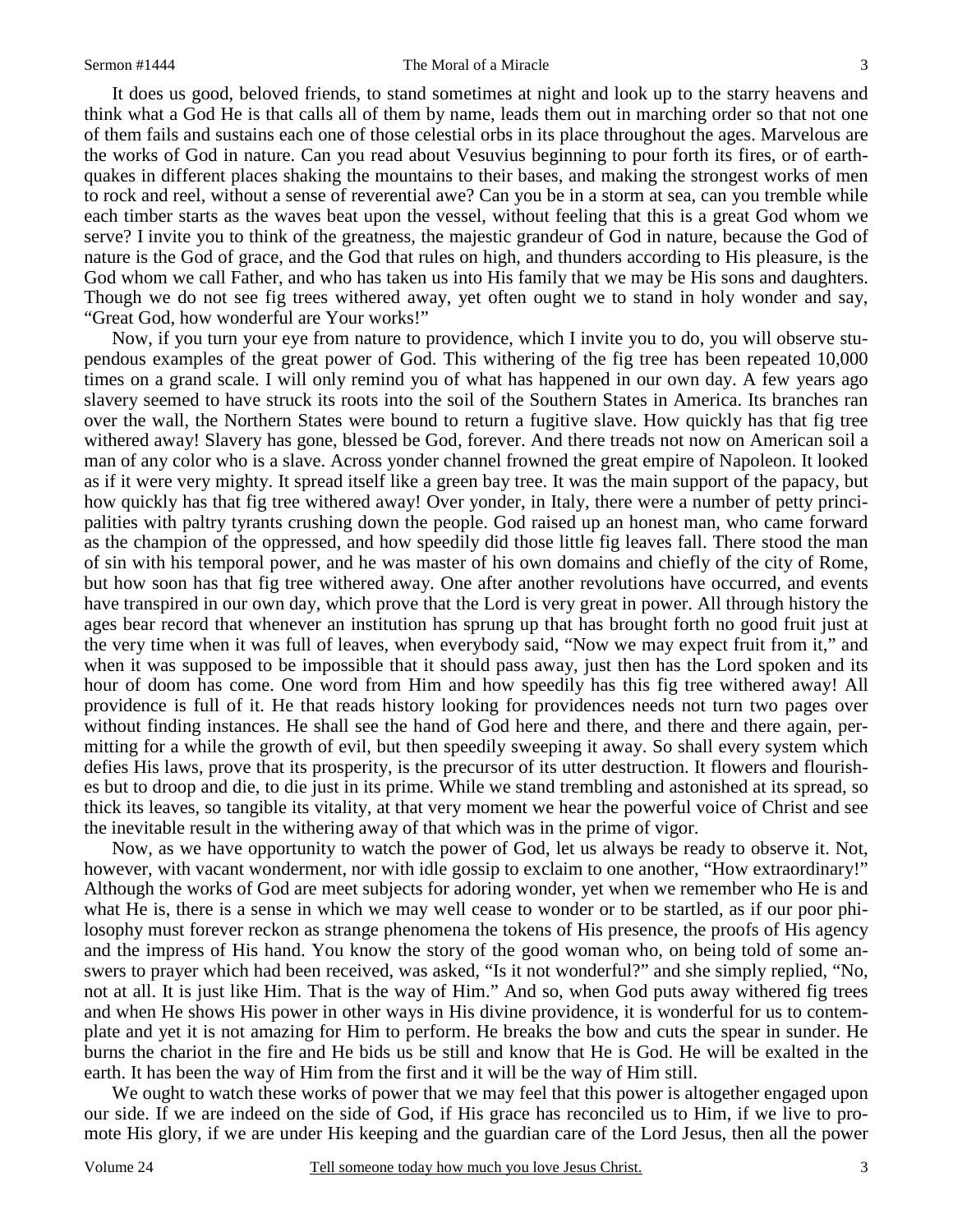It does us good, beloved friends, to stand sometimes at night and look up to the starry heavens and think what a God He is that calls all of them by name, leads them out in marching order so that not one of them fails and sustains each one of those celestial orbs in its place throughout the ages. Marvelous are the works of God in nature. Can you read about Vesuvius beginning to pour forth its fires, or of earthquakes in different places shaking the mountains to their bases, and making the strongest works of men to rock and reel, without a sense of reverential awe? Can you be in a storm at sea, can you tremble while each timber starts as the waves beat upon the vessel, without feeling that this is a great God whom we serve? I invite you to think of the greatness, the majestic grandeur of God in nature, because the God of nature is the God of grace, and the God that rules on high, and thunders according to His pleasure, is the God whom we call Father, and who has taken us into His family that we may be His sons and daughters. Though we do not see fig trees withered away, yet often ought we to stand in holy wonder and say, "Great God, how wonderful are Your works!"

Now, if you turn your eye from nature to providence, which I invite you to do, you will observe stupendous examples of the great power of God. This withering of the fig tree has been repeated 10,000 times on a grand scale. I will only remind you of what has happened in our own day. A few years ago slavery seemed to have struck its roots into the soil of the Southern States in America. Its branches ran over the wall, the Northern States were bound to return a fugitive slave. How quickly has that fig tree withered away! Slavery has gone, blessed be God, forever. And there treads not now on American soil a man of any color who is a slave. Across yonder channel frowned the great empire of Napoleon. It looked as if it were very mighty. It spread itself like a green bay tree. It was the main support of the papacy, but how quickly has that fig tree withered away! Over yonder, in Italy, there were a number of petty principalities with paltry tyrants crushing down the people. God raised up an honest man, who came forward as the champion of the oppressed, and how speedily did those little fig leaves fall. There stood the man of sin with his temporal power, and he was master of his own domains and chiefly of the city of Rome, but how soon has that fig tree withered away. One after another revolutions have occurred, and events have transpired in our own day, which prove that the Lord is very great in power. All through history the ages bear record that whenever an institution has sprung up that has brought forth no good fruit just at the very time when it was full of leaves, when everybody said, "Now we may expect fruit from it," and when it was supposed to be impossible that it should pass away, just then has the Lord spoken and its hour of doom has come. One word from Him and how speedily has this fig tree withered away! All providence is full of it. He that reads history looking for providences needs not turn two pages over without finding instances. He shall see the hand of God here and there, and there and there again, permitting for a while the growth of evil, but then speedily sweeping it away. So shall every system which defies His laws, prove that its prosperity, is the precursor of its utter destruction. It flowers and flourishes but to droop and die, to die just in its prime. While we stand trembling and astonished at its spread, so thick its leaves, so tangible its vitality, at that very moment we hear the powerful voice of Christ and see the inevitable result in the withering away of that which was in the prime of vigor.

Now, as we have opportunity to watch the power of God, let us always be ready to observe it. Not, however, with vacant wonderment, nor with idle gossip to exclaim to one another, "How extraordinary!" Although the works of God are meet subjects for adoring wonder, yet when we remember who He is and what He is, there is a sense in which we may well cease to wonder or to be startled, as if our poor philosophy must forever reckon as strange phenomena the tokens of His presence, the proofs of His agency and the impress of His hand. You know the story of the good woman who, on being told of some answers to prayer which had been received, was asked, "Is it not wonderful?" and she simply replied, "No, not at all. It is just like Him. That is the way of Him." And so, when God puts away withered fig trees and when He shows His power in other ways in His divine providence, it is wonderful for us to contemplate and yet it is not amazing for Him to perform. He breaks the bow and cuts the spear in sunder. He burns the chariot in the fire and He bids us be still and know that He is God. He will be exalted in the earth. It has been the way of Him from the first and it will be the way of Him still.

We ought to watch these works of power that we may feel that this power is altogether engaged upon our side. If we are indeed on the side of God, if His grace has reconciled us to Him, if we live to promote His glory, if we are under His keeping and the guardian care of the Lord Jesus, then all the power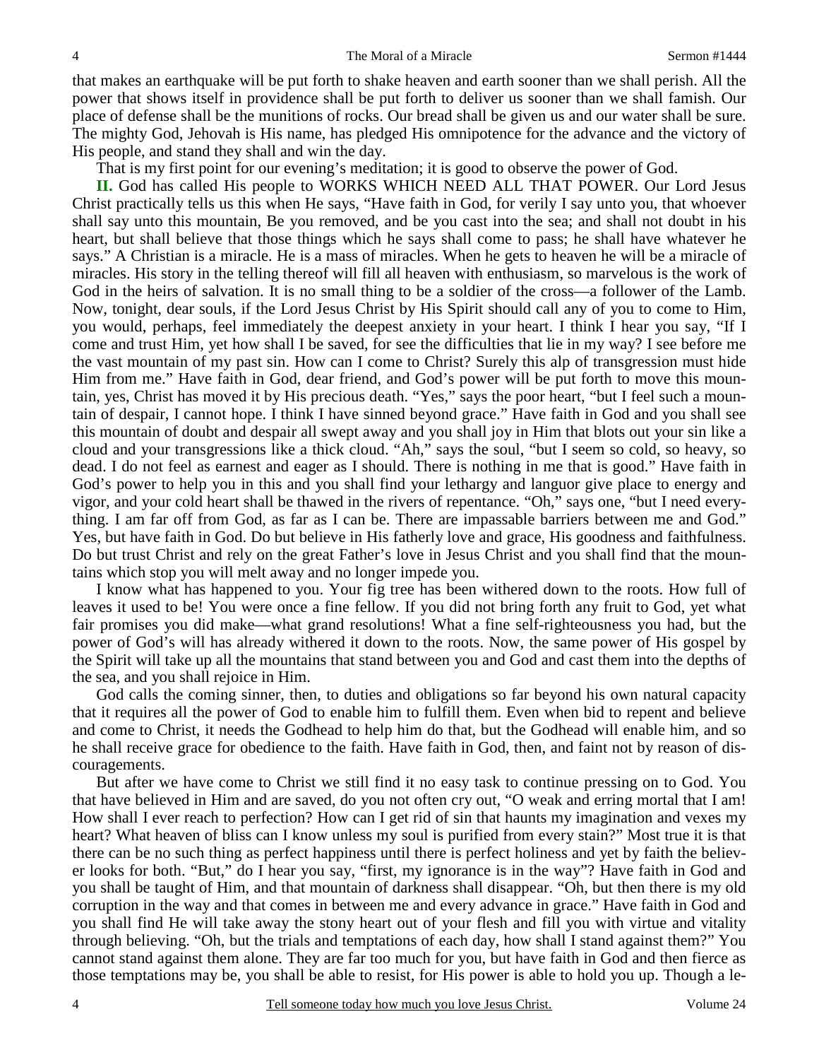that makes an earthquake will be put forth to shake heaven and earth sooner than we shall perish. All the power that shows itself in providence shall be put forth to deliver us sooner than we shall famish. Our place of defense shall be the munitions of rocks. Our bread shall be given us and our water shall be sure. The mighty God, Jehovah is His name, has pledged His omnipotence for the advance and the victory of His people, and stand they shall and win the day.

That is my first point for our evening's meditation; it is good to observe the power of God.

**II.** God has called His people to WORKS WHICH NEED ALL THAT POWER. Our Lord Jesus Christ practically tells us this when He says, "Have faith in God, for verily I say unto you, that whoever shall say unto this mountain, Be you removed, and be you cast into the sea; and shall not doubt in his heart, but shall believe that those things which he says shall come to pass; he shall have whatever he says." A Christian is a miracle. He is a mass of miracles. When he gets to heaven he will be a miracle of miracles. His story in the telling thereof will fill all heaven with enthusiasm, so marvelous is the work of God in the heirs of salvation. It is no small thing to be a soldier of the cross—a follower of the Lamb. Now, tonight, dear souls, if the Lord Jesus Christ by His Spirit should call any of you to come to Him, you would, perhaps, feel immediately the deepest anxiety in your heart. I think I hear you say, "If I come and trust Him, yet how shall I be saved, for see the difficulties that lie in my way? I see before me the vast mountain of my past sin. How can I come to Christ? Surely this alp of transgression must hide Him from me." Have faith in God, dear friend, and God's power will be put forth to move this mountain, yes, Christ has moved it by His precious death. "Yes," says the poor heart, "but I feel such a mountain of despair, I cannot hope. I think I have sinned beyond grace." Have faith in God and you shall see this mountain of doubt and despair all swept away and you shall joy in Him that blots out your sin like a cloud and your transgressions like a thick cloud. "Ah," says the soul, "but I seem so cold, so heavy, so dead. I do not feel as earnest and eager as I should. There is nothing in me that is good." Have faith in God's power to help you in this and you shall find your lethargy and languor give place to energy and vigor, and your cold heart shall be thawed in the rivers of repentance. "Oh," says one, "but I need everything. I am far off from God, as far as I can be. There are impassable barriers between me and God." Yes, but have faith in God. Do but believe in His fatherly love and grace, His goodness and faithfulness. Do but trust Christ and rely on the great Father's love in Jesus Christ and you shall find that the mountains which stop you will melt away and no longer impede you.

I know what has happened to you. Your fig tree has been withered down to the roots. How full of leaves it used to be! You were once a fine fellow. If you did not bring forth any fruit to God, yet what fair promises you did make—what grand resolutions! What a fine self-righteousness you had, but the power of God's will has already withered it down to the roots. Now, the same power of His gospel by the Spirit will take up all the mountains that stand between you and God and cast them into the depths of the sea, and you shall rejoice in Him.

God calls the coming sinner, then, to duties and obligations so far beyond his own natural capacity that it requires all the power of God to enable him to fulfill them. Even when bid to repent and believe and come to Christ, it needs the Godhead to help him do that, but the Godhead will enable him, and so he shall receive grace for obedience to the faith. Have faith in God, then, and faint not by reason of discouragements.

But after we have come to Christ we still find it no easy task to continue pressing on to God. You that have believed in Him and are saved, do you not often cry out, "O weak and erring mortal that I am! How shall I ever reach to perfection? How can I get rid of sin that haunts my imagination and vexes my heart? What heaven of bliss can I know unless my soul is purified from every stain?" Most true it is that there can be no such thing as perfect happiness until there is perfect holiness and yet by faith the believer looks for both. "But," do I hear you say, "first, my ignorance is in the way"? Have faith in God and you shall be taught of Him, and that mountain of darkness shall disappear. "Oh, but then there is my old corruption in the way and that comes in between me and every advance in grace." Have faith in God and you shall find He will take away the stony heart out of your flesh and fill you with virtue and vitality through believing. "Oh, but the trials and temptations of each day, how shall I stand against them?" You cannot stand against them alone. They are far too much for you, but have faith in God and then fierce as those temptations may be, you shall be able to resist, for His power is able to hold you up. Though a le-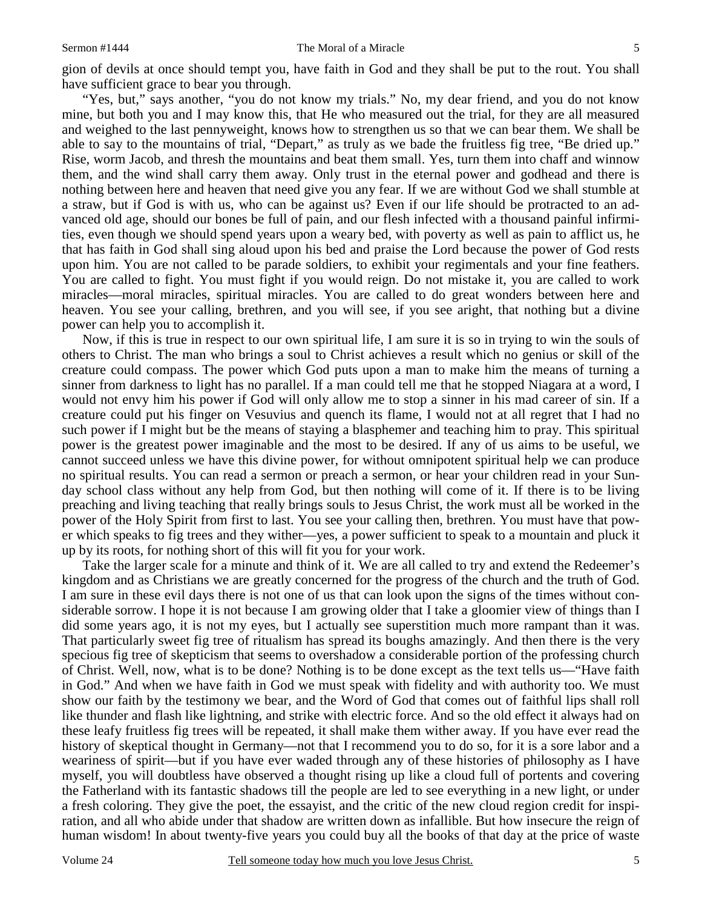gion of devils at once should tempt you, have faith in God and they shall be put to the rout. You shall have sufficient grace to bear you through.

"Yes, but," says another, "you do not know my trials." No, my dear friend, and you do not know mine, but both you and I may know this, that He who measured out the trial, for they are all measured and weighed to the last pennyweight, knows how to strengthen us so that we can bear them. We shall be able to say to the mountains of trial, "Depart," as truly as we bade the fruitless fig tree, "Be dried up." Rise, worm Jacob, and thresh the mountains and beat them small. Yes, turn them into chaff and winnow them, and the wind shall carry them away. Only trust in the eternal power and godhead and there is nothing between here and heaven that need give you any fear. If we are without God we shall stumble at a straw, but if God is with us, who can be against us? Even if our life should be protracted to an advanced old age, should our bones be full of pain, and our flesh infected with a thousand painful infirmities, even though we should spend years upon a weary bed, with poverty as well as pain to afflict us, he that has faith in God shall sing aloud upon his bed and praise the Lord because the power of God rests upon him. You are not called to be parade soldiers, to exhibit your regimentals and your fine feathers. You are called to fight. You must fight if you would reign. Do not mistake it, you are called to work miracles—moral miracles, spiritual miracles. You are called to do great wonders between here and heaven. You see your calling, brethren, and you will see, if you see aright, that nothing but a divine power can help you to accomplish it.

Now, if this is true in respect to our own spiritual life, I am sure it is so in trying to win the souls of others to Christ. The man who brings a soul to Christ achieves a result which no genius or skill of the creature could compass. The power which God puts upon a man to make him the means of turning a sinner from darkness to light has no parallel. If a man could tell me that he stopped Niagara at a word, I would not envy him his power if God will only allow me to stop a sinner in his mad career of sin. If a creature could put his finger on Vesuvius and quench its flame, I would not at all regret that I had no such power if I might but be the means of staying a blasphemer and teaching him to pray. This spiritual power is the greatest power imaginable and the most to be desired. If any of us aims to be useful, we cannot succeed unless we have this divine power, for without omnipotent spiritual help we can produce no spiritual results. You can read a sermon or preach a sermon, or hear your children read in your Sunday school class without any help from God, but then nothing will come of it. If there is to be living preaching and living teaching that really brings souls to Jesus Christ, the work must all be worked in the power of the Holy Spirit from first to last. You see your calling then, brethren. You must have that power which speaks to fig trees and they wither—yes, a power sufficient to speak to a mountain and pluck it up by its roots, for nothing short of this will fit you for your work.

Take the larger scale for a minute and think of it. We are all called to try and extend the Redeemer's kingdom and as Christians we are greatly concerned for the progress of the church and the truth of God. I am sure in these evil days there is not one of us that can look upon the signs of the times without considerable sorrow. I hope it is not because I am growing older that I take a gloomier view of things than I did some years ago, it is not my eyes, but I actually see superstition much more rampant than it was. That particularly sweet fig tree of ritualism has spread its boughs amazingly. And then there is the very specious fig tree of skepticism that seems to overshadow a considerable portion of the professing church of Christ. Well, now, what is to be done? Nothing is to be done except as the text tells us—"Have faith in God." And when we have faith in God we must speak with fidelity and with authority too. We must show our faith by the testimony we bear, and the Word of God that comes out of faithful lips shall roll like thunder and flash like lightning, and strike with electric force. And so the old effect it always had on these leafy fruitless fig trees will be repeated, it shall make them wither away. If you have ever read the history of skeptical thought in Germany—not that I recommend you to do so, for it is a sore labor and a weariness of spirit—but if you have ever waded through any of these histories of philosophy as I have myself, you will doubtless have observed a thought rising up like a cloud full of portents and covering the Fatherland with its fantastic shadows till the people are led to see everything in a new light, or under a fresh coloring. They give the poet, the essayist, and the critic of the new cloud region credit for inspiration, and all who abide under that shadow are written down as infallible. But how insecure the reign of human wisdom! In about twenty-five years you could buy all the books of that day at the price of waste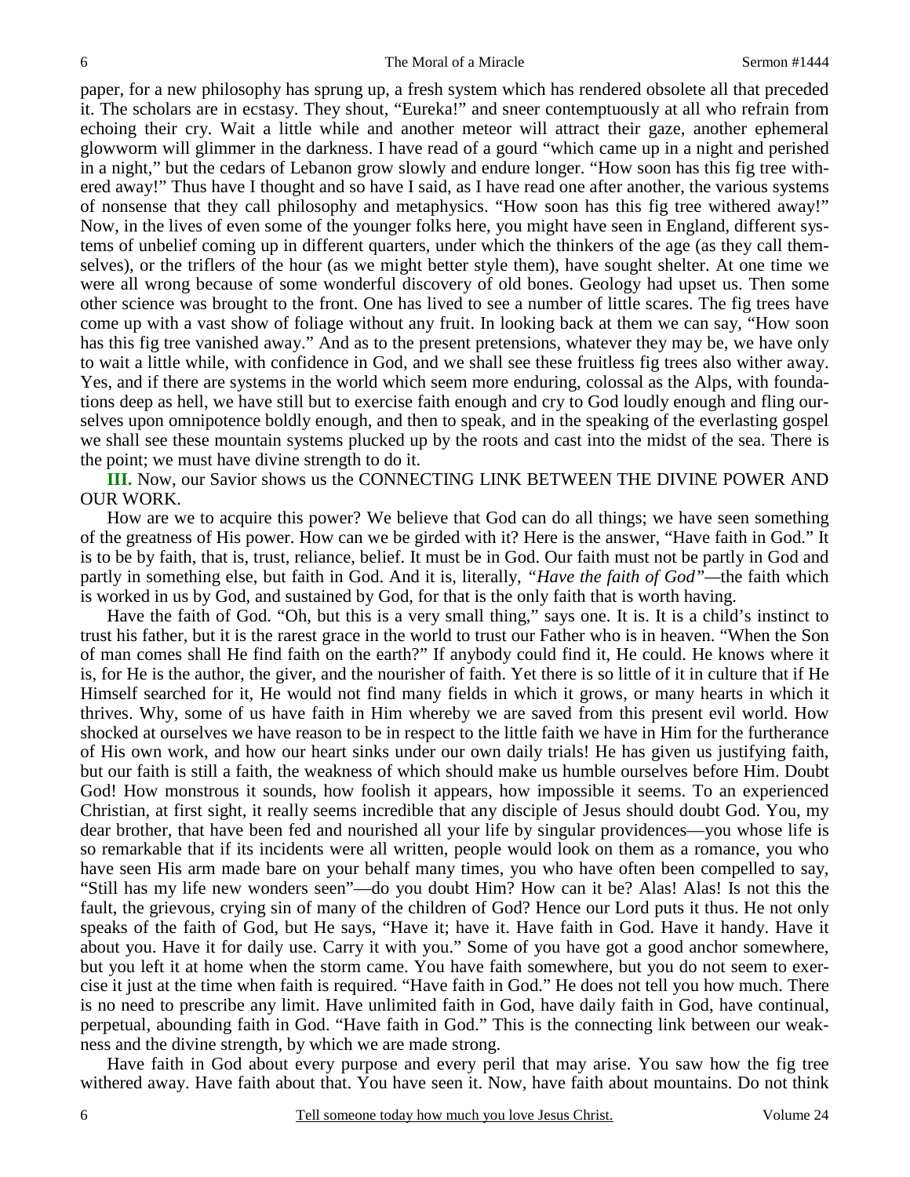paper, for a new philosophy has sprung up, a fresh system which has rendered obsolete all that preceded it. The scholars are in ecstasy. They shout, "Eureka!" and sneer contemptuously at all who refrain from echoing their cry. Wait a little while and another meteor will attract their gaze, another ephemeral glowworm will glimmer in the darkness. I have read of a gourd "which came up in a night and perished in a night," but the cedars of Lebanon grow slowly and endure longer. "How soon has this fig tree withered away!" Thus have I thought and so have I said, as I have read one after another, the various systems of nonsense that they call philosophy and metaphysics. "How soon has this fig tree withered away!" Now, in the lives of even some of the younger folks here, you might have seen in England, different systems of unbelief coming up in different quarters, under which the thinkers of the age (as they call themselves), or the triflers of the hour (as we might better style them), have sought shelter. At one time we were all wrong because of some wonderful discovery of old bones. Geology had upset us. Then some other science was brought to the front. One has lived to see a number of little scares. The fig trees have come up with a vast show of foliage without any fruit. In looking back at them we can say, "How soon has this fig tree vanished away." And as to the present pretensions, whatever they may be, we have only to wait a little while, with confidence in God, and we shall see these fruitless fig trees also wither away. Yes, and if there are systems in the world which seem more enduring, colossal as the Alps, with foundations deep as hell, we have still but to exercise faith enough and cry to God loudly enough and fling ourselves upon omnipotence boldly enough, and then to speak, and in the speaking of the everlasting gospel we shall see these mountain systems plucked up by the roots and cast into the midst of the sea. There is the point; we must have divine strength to do it.

**III.** Now, our Savior shows us the CONNECTING LINK BETWEEN THE DIVINE POWER AND OUR WORK.

How are we to acquire this power? We believe that God can do all things; we have seen something of the greatness of His power. How can we be girded with it? Here is the answer, "Have faith in God." It is to be by faith, that is, trust, reliance, belief. It must be in God. Our faith must not be partly in God and partly in something else, but faith in God. And it is, literally, *"Have the faith of God"*—the faith which is worked in us by God, and sustained by God, for that is the only faith that is worth having.

Have the faith of God. "Oh, but this is a very small thing," says one. It is. It is a child's instinct to trust his father, but it is the rarest grace in the world to trust our Father who is in heaven. "When the Son of man comes shall He find faith on the earth?" If anybody could find it, He could. He knows where it is, for He is the author, the giver, and the nourisher of faith. Yet there is so little of it in culture that if He Himself searched for it, He would not find many fields in which it grows, or many hearts in which it thrives. Why, some of us have faith in Him whereby we are saved from this present evil world. How shocked at ourselves we have reason to be in respect to the little faith we have in Him for the furtherance of His own work, and how our heart sinks under our own daily trials! He has given us justifying faith, but our faith is still a faith, the weakness of which should make us humble ourselves before Him. Doubt God! How monstrous it sounds, how foolish it appears, how impossible it seems. To an experienced Christian, at first sight, it really seems incredible that any disciple of Jesus should doubt God. You, my dear brother, that have been fed and nourished all your life by singular providences—you whose life is so remarkable that if its incidents were all written, people would look on them as a romance, you who have seen His arm made bare on your behalf many times, you who have often been compelled to say, "Still has my life new wonders seen"—do you doubt Him? How can it be? Alas! Alas! Is not this the fault, the grievous, crying sin of many of the children of God? Hence our Lord puts it thus. He not only speaks of the faith of God, but He says, "Have it; have it. Have faith in God. Have it handy. Have it about you. Have it for daily use. Carry it with you." Some of you have got a good anchor somewhere, but you left it at home when the storm came. You have faith somewhere, but you do not seem to exercise it just at the time when faith is required. "Have faith in God." He does not tell you how much. There is no need to prescribe any limit. Have unlimited faith in God, have daily faith in God, have continual, perpetual, abounding faith in God. "Have faith in God." This is the connecting link between our weakness and the divine strength, by which we are made strong.

Have faith in God about every purpose and every peril that may arise. You saw how the fig tree withered away. Have faith about that. You have seen it. Now, have faith about mountains. Do not think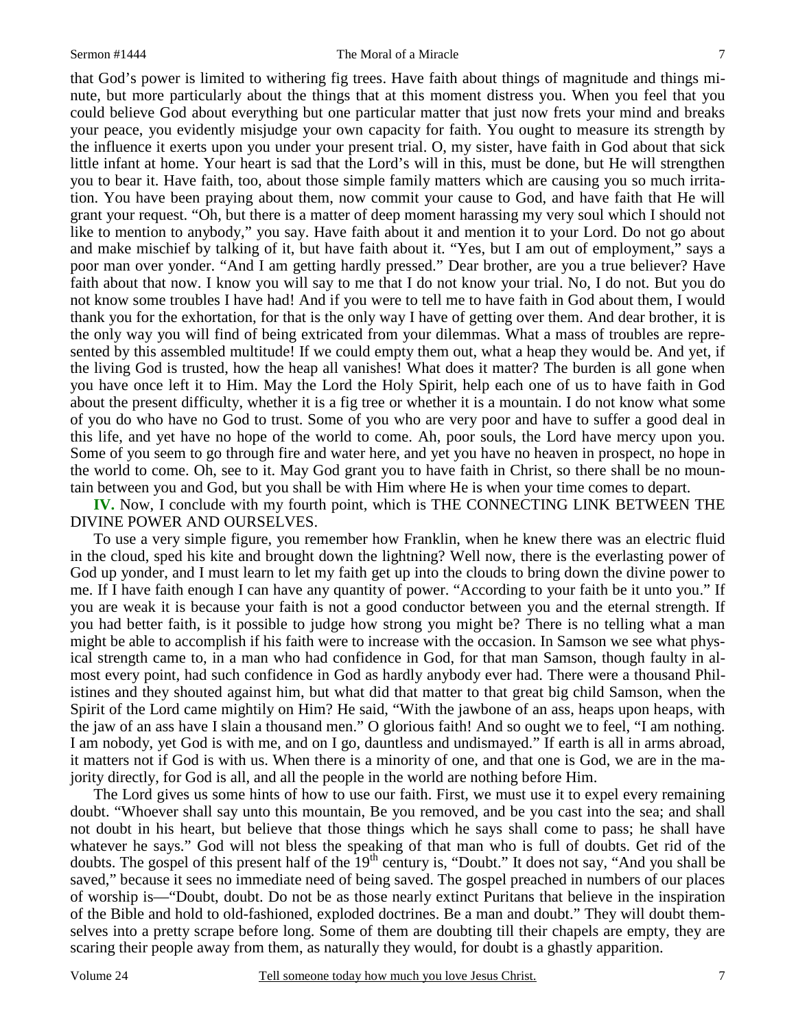that God's power is limited to withering fig trees. Have faith about things of magnitude and things minute, but more particularly about the things that at this moment distress you. When you feel that you could believe God about everything but one particular matter that just now frets your mind and breaks your peace, you evidently misjudge your own capacity for faith. You ought to measure its strength by the influence it exerts upon you under your present trial. O, my sister, have faith in God about that sick little infant at home. Your heart is sad that the Lord's will in this, must be done, but He will strengthen you to bear it. Have faith, too, about those simple family matters which are causing you so much irritation. You have been praying about them, now commit your cause to God, and have faith that He will grant your request. "Oh, but there is a matter of deep moment harassing my very soul which I should not like to mention to anybody," you say. Have faith about it and mention it to your Lord. Do not go about and make mischief by talking of it, but have faith about it. "Yes, but I am out of employment," says a poor man over yonder. "And I am getting hardly pressed." Dear brother, are you a true believer? Have faith about that now. I know you will say to me that I do not know your trial. No, I do not. But you do not know some troubles I have had! And if you were to tell me to have faith in God about them, I would thank you for the exhortation, for that is the only way I have of getting over them. And dear brother, it is the only way you will find of being extricated from your dilemmas. What a mass of troubles are represented by this assembled multitude! If we could empty them out, what a heap they would be. And yet, if the living God is trusted, how the heap all vanishes! What does it matter? The burden is all gone when you have once left it to Him. May the Lord the Holy Spirit, help each one of us to have faith in God about the present difficulty, whether it is a fig tree or whether it is a mountain. I do not know what some of you do who have no God to trust. Some of you who are very poor and have to suffer a good deal in this life, and yet have no hope of the world to come. Ah, poor souls, the Lord have mercy upon you. Some of you seem to go through fire and water here, and yet you have no heaven in prospect, no hope in the world to come. Oh, see to it. May God grant you to have faith in Christ, so there shall be no mountain between you and God, but you shall be with Him where He is when your time comes to depart.

**IV.** Now, I conclude with my fourth point, which is THE CONNECTING LINK BETWEEN THE DIVINE POWER AND OURSELVES.

To use a very simple figure, you remember how Franklin, when he knew there was an electric fluid in the cloud, sped his kite and brought down the lightning? Well now, there is the everlasting power of God up yonder, and I must learn to let my faith get up into the clouds to bring down the divine power to me. If I have faith enough I can have any quantity of power. "According to your faith be it unto you." If you are weak it is because your faith is not a good conductor between you and the eternal strength. If you had better faith, is it possible to judge how strong you might be? There is no telling what a man might be able to accomplish if his faith were to increase with the occasion. In Samson we see what physical strength came to, in a man who had confidence in God, for that man Samson, though faulty in almost every point, had such confidence in God as hardly anybody ever had. There were a thousand Philistines and they shouted against him, but what did that matter to that great big child Samson, when the Spirit of the Lord came mightily on Him? He said, "With the jawbone of an ass, heaps upon heaps, with the jaw of an ass have I slain a thousand men." O glorious faith! And so ought we to feel, "I am nothing. I am nobody, yet God is with me, and on I go, dauntless and undismayed." If earth is all in arms abroad, it matters not if God is with us. When there is a minority of one, and that one is God, we are in the majority directly, for God is all, and all the people in the world are nothing before Him.

The Lord gives us some hints of how to use our faith. First, we must use it to expel every remaining doubt. "Whoever shall say unto this mountain, Be you removed, and be you cast into the sea; and shall not doubt in his heart, but believe that those things which he says shall come to pass; he shall have whatever he says." God will not bless the speaking of that man who is full of doubts. Get rid of the doubts. The gospel of this present half of the 19th century is, "Doubt." It does not say, "And you shall be saved," because it sees no immediate need of being saved. The gospel preached in numbers of our places of worship is—"Doubt, doubt. Do not be as those nearly extinct Puritans that believe in the inspiration of the Bible and hold to old-fashioned, exploded doctrines. Be a man and doubt." They will doubt themselves into a pretty scrape before long. Some of them are doubting till their chapels are empty, they are scaring their people away from them, as naturally they would, for doubt is a ghastly apparition.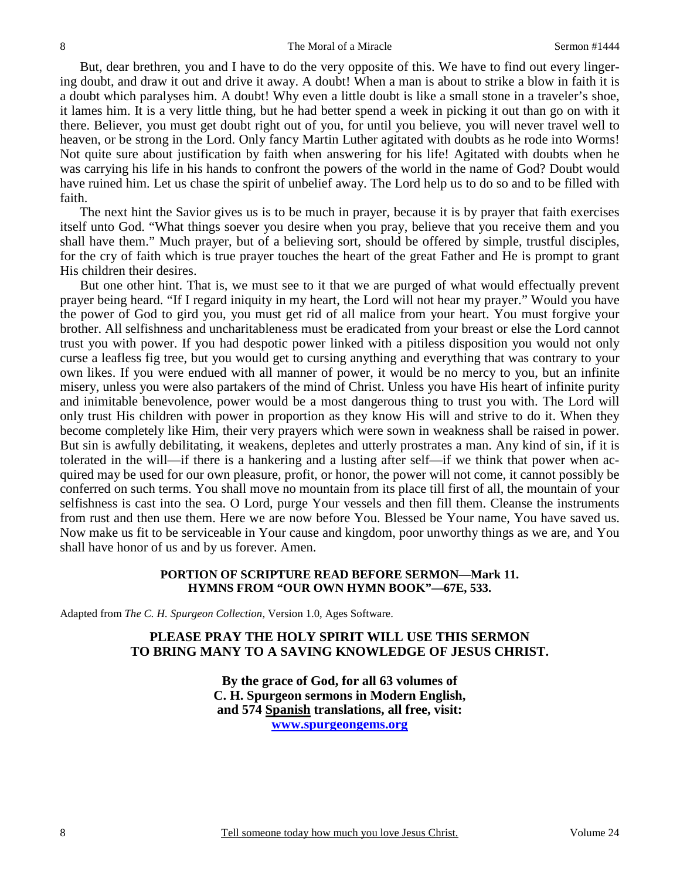But, dear brethren, you and I have to do the very opposite of this. We have to find out every lingering doubt, and draw it out and drive it away. A doubt! When a man is about to strike a blow in faith it is a doubt which paralyses him. A doubt! Why even a little doubt is like a small stone in a traveler's shoe, it lames him. It is a very little thing, but he had better spend a week in picking it out than go on with it there. Believer, you must get doubt right out of you, for until you believe, you will never travel well to heaven, or be strong in the Lord. Only fancy Martin Luther agitated with doubts as he rode into Worms! Not quite sure about justification by faith when answering for his life! Agitated with doubts when he was carrying his life in his hands to confront the powers of the world in the name of God? Doubt would have ruined him. Let us chase the spirit of unbelief away. The Lord help us to do so and to be filled with faith.

The next hint the Savior gives us is to be much in prayer, because it is by prayer that faith exercises itself unto God. "What things soever you desire when you pray, believe that you receive them and you shall have them." Much prayer, but of a believing sort, should be offered by simple, trustful disciples, for the cry of faith which is true prayer touches the heart of the great Father and He is prompt to grant His children their desires.

But one other hint. That is, we must see to it that we are purged of what would effectually prevent prayer being heard. "If I regard iniquity in my heart, the Lord will not hear my prayer." Would you have the power of God to gird you, you must get rid of all malice from your heart. You must forgive your brother. All selfishness and uncharitableness must be eradicated from your breast or else the Lord cannot trust you with power. If you had despotic power linked with a pitiless disposition you would not only curse a leafless fig tree, but you would get to cursing anything and everything that was contrary to your own likes. If you were endued with all manner of power, it would be no mercy to you, but an infinite misery, unless you were also partakers of the mind of Christ. Unless you have His heart of infinite purity and inimitable benevolence, power would be a most dangerous thing to trust you with. The Lord will only trust His children with power in proportion as they know His will and strive to do it. When they become completely like Him, their very prayers which were sown in weakness shall be raised in power. But sin is awfully debilitating, it weakens, depletes and utterly prostrates a man. Any kind of sin, if it is tolerated in the will—if there is a hankering and a lusting after self—if we think that power when acquired may be used for our own pleasure, profit, or honor, the power will not come, it cannot possibly be conferred on such terms. You shall move no mountain from its place till first of all, the mountain of your selfishness is cast into the sea. O Lord, purge Your vessels and then fill them. Cleanse the instruments from rust and then use them. Here we are now before You. Blessed be Your name, You have saved us. Now make us fit to be serviceable in Your cause and kingdom, poor unworthy things as we are, and You shall have honor of us and by us forever. Amen.

**PORTION OF SCRIPTURE READ BEFORE SERMON—Mark 11.**
**HYMNS FROM "OUR OWN HYMN BOOK"—67E, 533.**

Adapted from *The C. H. Spurgeon Collection*, Version 1.0, Ages Software.

**PLEASE PRAY THE HOLY SPIRIT WILL USE THIS SERMON TO BRING MANY TO A SAVING KNOWLEDGE OF JESUS CHRIST.**

**By the grace of God, for all 63 volumes of C. H. Spurgeon sermons in Modern English, and 574 Spanish translations, all free, visit: www.spurgeongems.org**